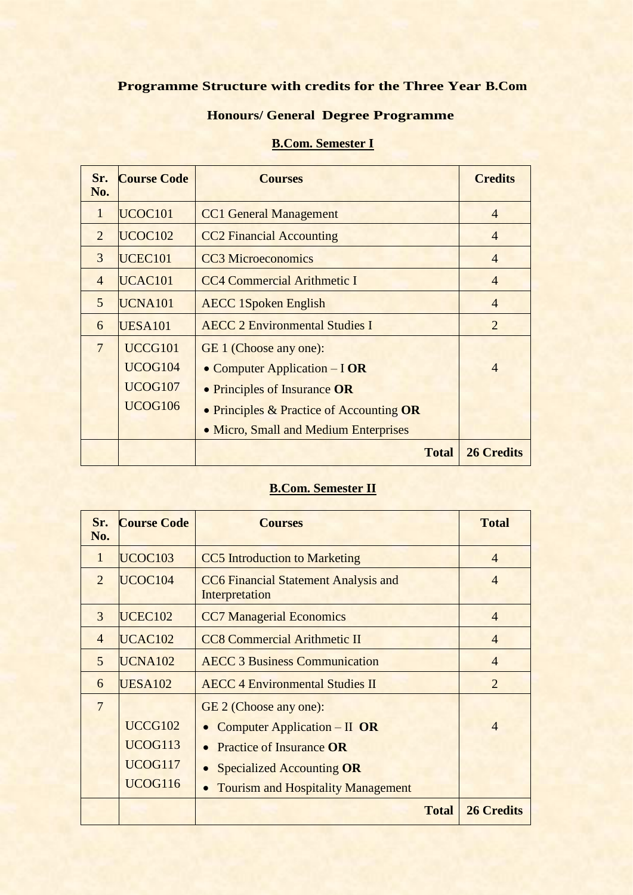## Programme Structure with credits for the Three Year B.Com

## Honours/ General Degree Programme

### B.Com. Semester I

| Sr. No. | Course Code | Courses | Credits |
|---|---|---|---|
| 1 | UCOC101 | CC1 General Management | 4 |
| 2 | UCOC102 | CC2 Financial Accounting | 4 |
| 3 | UCEC101 | CC3 Microeconomics | 4 |
| 4 | UCAC101 | CC4 Commercial Arithmetic I | 4 |
| 5 | UCNA101 | AECC 1Spoken English | 4 |
| 6 | UESA101 | AECC 2 Environmental Studies I | 2 |
| 7 | UCCG101<br>UCOG104<br>UCOG107<br>UCOG106 | GE 1 (Choose any one):<br>• Computer Application – I **OR**<br>• Principles of Insurance **OR**<br>• Principles & Practice of Accounting **OR**<br>• Micro, Small and Medium Enterprises | 4 |
| | | **Total** | **26 Credits** |

### B.Com. Semester II

| Sr. No. | Course Code | Courses | Total |
|---|---|---|---|
| 1 | UCOC103 | CC5 Introduction to Marketing | 4 |
| 2 | UCOC104 | CC6 Financial Statement Analysis and Interpretation | 4 |
| 3 | UCEC102 | CC7 Managerial Economics | 4 |
| 4 | UCAC102 | CC8 Commercial Arithmetic II | 4 |
| 5 | UCNA102 | AECC 3 Business Communication | 4 |
| 6 | UESA102 | AECC 4 Environmental Studies II | 2 |
| 7 | UCCG102<br>UCOG113<br>UCOG117<br>UCOG116 | GE 2 (Choose any one):<br>• Computer Application – II **OR**<br>• Practice of Insurance **OR**<br>• Specialized Accounting **OR**<br>• Tourism and Hospitality Management | 4 |
| | | **Total** | **26 Credits** |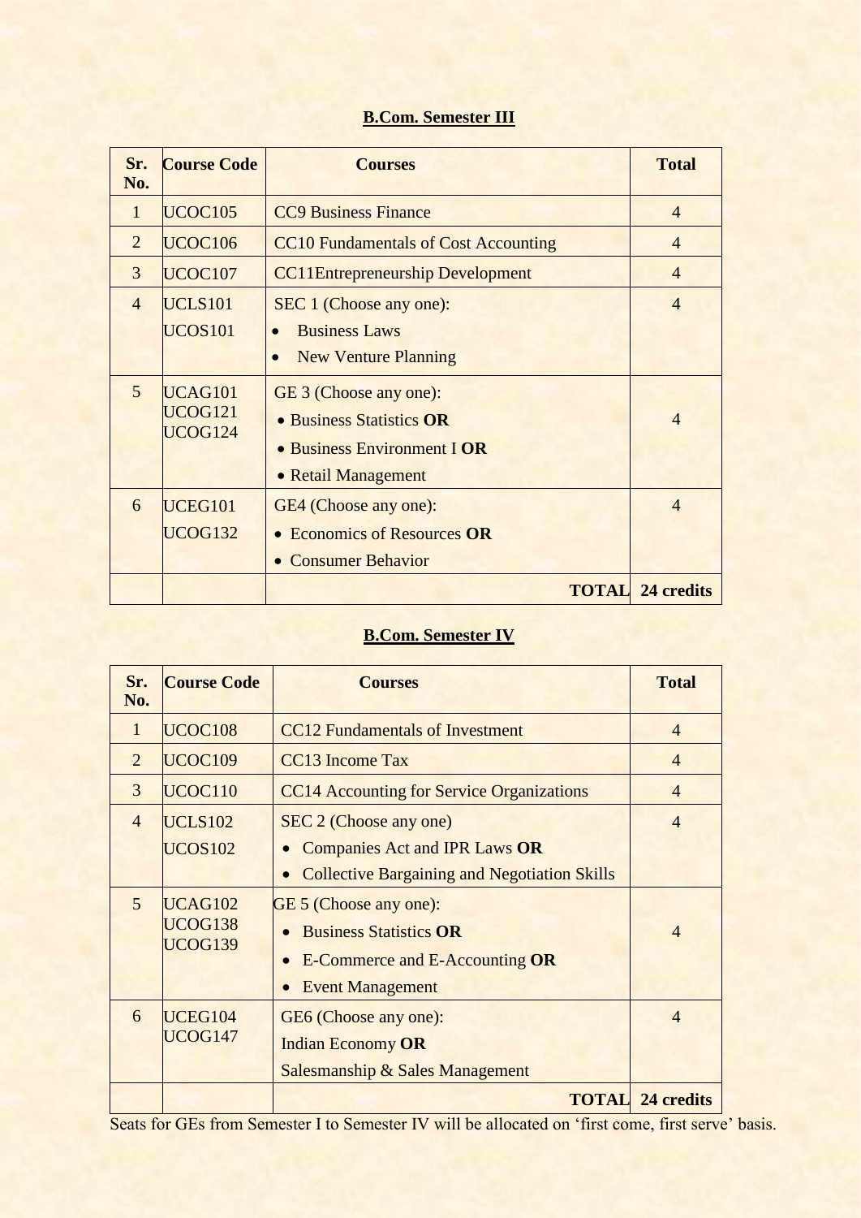## B.Com. Semester III

| Sr. No. | Course Code | Courses | Total |
|---|---|---|---|
| 1 | UCOC105 | CC9 Business Finance | 4 |
| 2 | UCOC106 | CC10 Fundamentals of Cost Accounting | 4 |
| 3 | UCOC107 | CC11Entrepreneurship Development | 4 |
| 4 | UCLS101<br>UCOS101 | SEC 1 (Choose any one):<br>• Business Laws<br>• New Venture Planning | 4 |
| 5 | UCAG101<br>UCOG121<br>UCOG124 | GE 3 (Choose any one):<br>• Business Statistics **OR**<br>• Business Environment I **OR**<br>• Retail Management | 4 |
| 6 | UCEG101<br>UCOG132 | GE4 (Choose any one):<br>• Economics of Resources **OR**<br>• Consumer Behavior | 4 |
| | | **TOTAL** | **24 credits** |

## B.Com. Semester IV

| Sr. No. | Course Code | Courses | Total |
|---|---|---|---|
| 1 | UCOC108 | CC12 Fundamentals of Investment | 4 |
| 2 | UCOC109 | CC13 Income Tax | 4 |
| 3 | UCOC110 | CC14 Accounting for Service Organizations | 4 |
| 4 | UCLS102<br>UCOS102 | SEC 2 (Choose any one)<br>• Companies Act and IPR Laws **OR**<br>• Collective Bargaining and Negotiation Skills | 4 |
| 5 | UCAG102<br>UCOG138<br>UCOG139 | GE 5 (Choose any one):<br>• Business Statistics **OR**<br>• E-Commerce and E-Accounting **OR**<br>• Event Management | 4 |
| 6 | UCEG104<br>UCOG147 | GE6 (Choose any one):<br>Indian Economy **OR**<br>Salesmanship & Sales Management | 4 |
| | | **TOTAL** | **24 credits** |

Seats for GEs from Semester I to Semester IV will be allocated on 'first come, first serve' basis.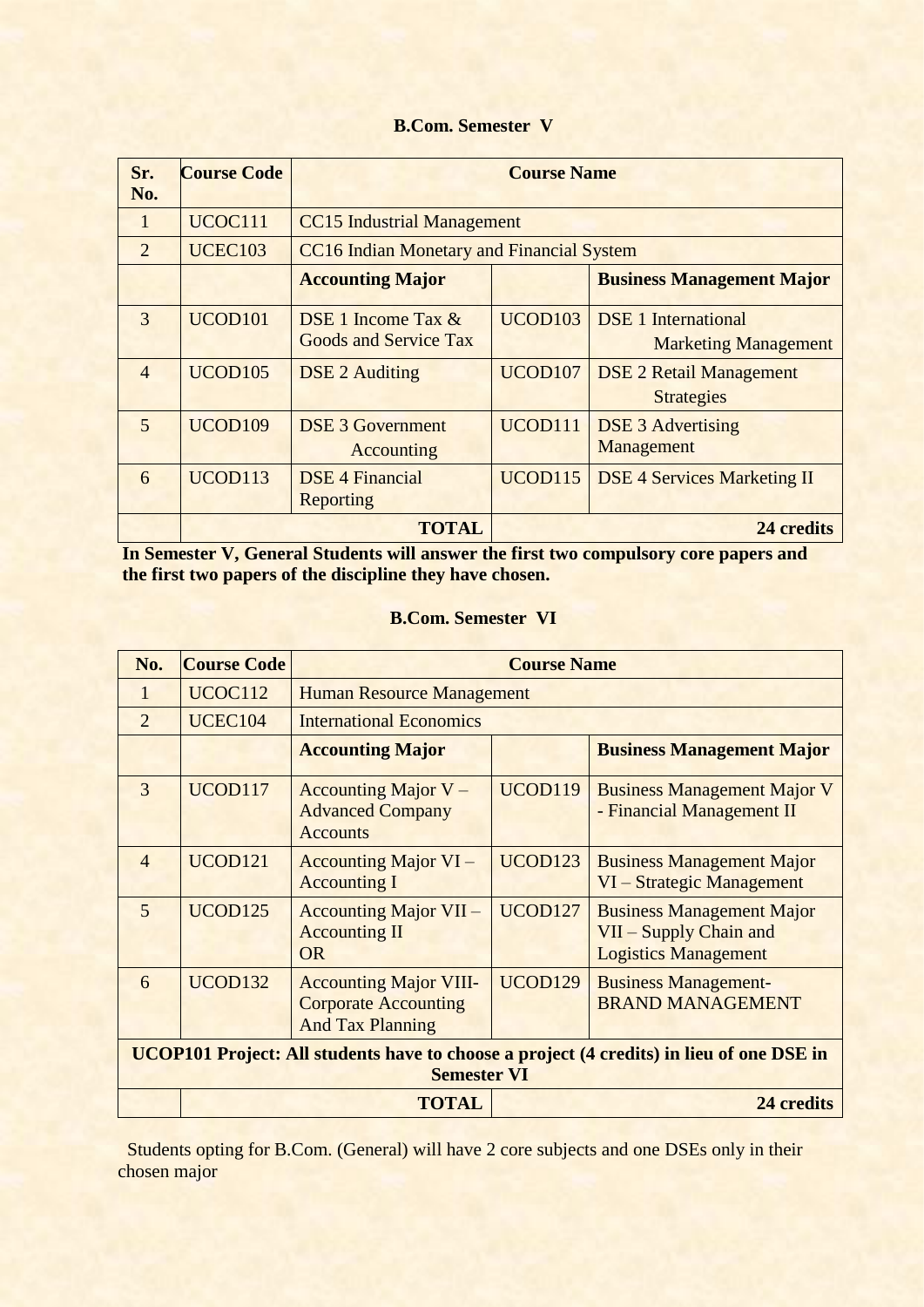**B.Com. Semester V**

| Sr. No. | Course Code | Course Name | | |
|---|---|---|---|---|
| 1 | UCOC111 | CC15 Industrial Management | | |
| 2 | UCEC103 | CC16 Indian Monetary and Financial System | | |
| | | **Accounting Major** | | **Business Management Major** |
| 3 | UCOD101 | DSE 1 Income Tax & Goods and Service Tax | UCOD103 | DSE 1 International Marketing Management |
| 4 | UCOD105 | DSE 2 Auditing | UCOD107 | DSE 2 Retail Management Strategies |
| 5 | UCOD109 | DSE 3 Government Accounting | UCOD111 | DSE 3 Advertising Management |
| 6 | UCOD113 | DSE 4 Financial Reporting | UCOD115 | DSE 4 Services Marketing II |
| | | **TOTAL** | | **24 credits** |

**In Semester V, General Students will answer the first two compulsory core papers and the first two papers of the discipline they have chosen.**

**B.Com. Semester VI**

| No. | Course Code | Course Name | | |
|---|---|---|---|---|
| 1 | UCOC112 | Human Resource Management | | |
| 2 | UCEC104 | International Economics | | |
| | | **Accounting Major** | | **Business Management Major** |
| 3 | UCOD117 | Accounting Major V – Advanced Company Accounts | UCOD119 | Business Management Major V - Financial Management II |
| 4 | UCOD121 | Accounting Major VI – Accounting I | UCOD123 | Business Management Major VI – Strategic Management |
| 5 | UCOD125 | Accounting Major VII – Accounting II OR | UCOD127 | Business Management Major VII – Supply Chain and Logistics Management |
| 6 | UCOD132 | Accounting Major VIII- Corporate Accounting And Tax Planning | UCOD129 | Business Management- BRAND MANAGEMENT |
| **UCOP101 Project: All students have to choose a project (4 credits) in lieu of one DSE in Semester VI** | | | | |
| | | **TOTAL** | | **24 credits** |

Students opting for B.Com. (General) will have 2 core subjects and one DSEs only in their chosen major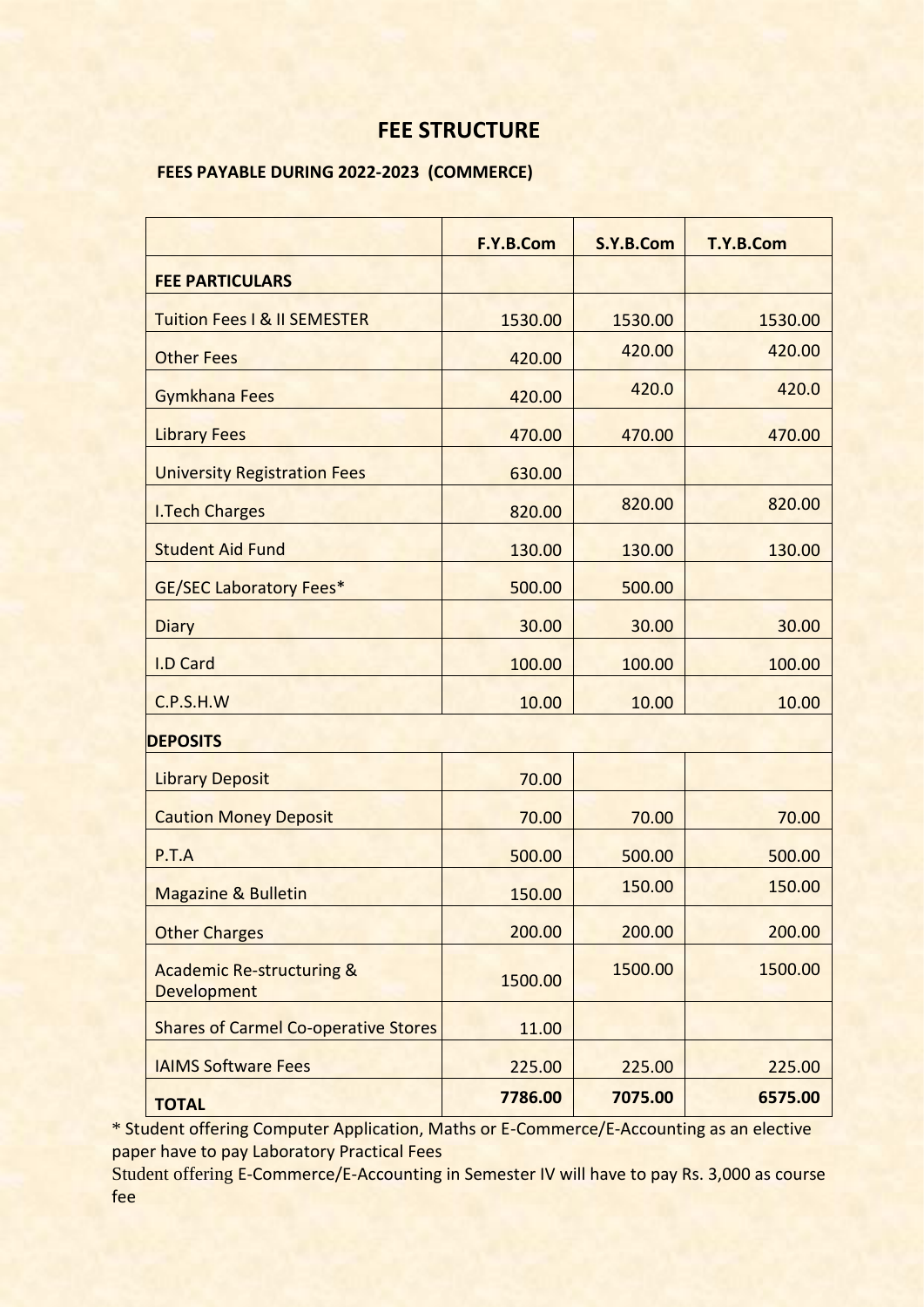# FEE STRUCTURE

**FEES PAYABLE DURING 2022-2023 (COMMERCE)**

| | F.Y.B.Com | S.Y.B.Com | T.Y.B.Com |
|---|---|---|---|
| **FEE PARTICULARS** | | | |
| Tuition Fees I & II SEMESTER | 1530.00 | 1530.00 | 1530.00 |
| Other Fees | 420.00 | 420.00 | 420.00 |
| Gymkhana Fees | 420.00 | 420.0 | 420.0 |
| Library Fees | 470.00 | 470.00 | 470.00 |
| University Registration Fees | 630.00 | | |
| I.Tech Charges | 820.00 | 820.00 | 820.00 |
| Student Aid Fund | 130.00 | 130.00 | 130.00 |
| GE/SEC Laboratory Fees* | 500.00 | 500.00 | |
| Diary | 30.00 | 30.00 | 30.00 |
| I.D Card | 100.00 | 100.00 | 100.00 |
| C.P.S.H.W | 10.00 | 10.00 | 10.00 |
| **DEPOSITS** | | | |
| Library Deposit | 70.00 | | |
| Caution Money Deposit | 70.00 | 70.00 | 70.00 |
| P.T.A | 500.00 | 500.00 | 500.00 |
| Magazine & Bulletin | 150.00 | 150.00 | 150.00 |
| Other Charges | 200.00 | 200.00 | 200.00 |
| Academic Re-structuring & Development | 1500.00 | 1500.00 | 1500.00 |
| Shares of Carmel Co-operative Stores | 11.00 | | |
| IAIMS Software Fees | 225.00 | 225.00 | 225.00 |
| **TOTAL** | **7786.00** | **7075.00** | **6575.00** |

* Student offering Computer Application, Maths or E-Commerce/E-Accounting as an elective paper have to pay Laboratory Practical Fees

Student offering E-Commerce/E-Accounting in Semester IV will have to pay Rs. 3,000 as course fee